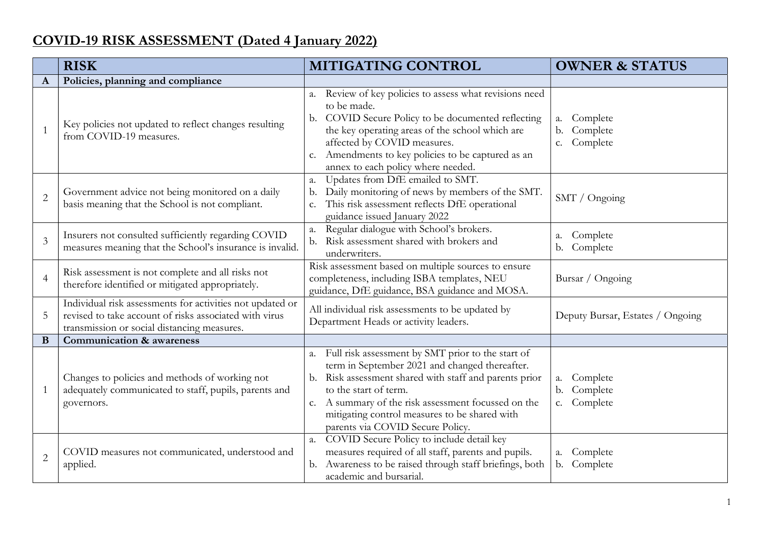# COVID-19 RISK ASSESSMENT (Dated 4 January 2022)

| | RISK | MITIGATING CONTROL | OWNER & STATUS |
|---|---|---|---|
| **A** | **Policies, planning and compliance** | | |
| 1 | Key policies not updated to reflect changes resulting from COVID-19 measures. | a. Review of key policies to assess what revisions need to be made.<br>b. COVID Secure Policy to be documented reflecting the key operating areas of the school which are affected by COVID measures.<br>c. Amendments to key policies to be captured as an annex to each policy where needed. | a. Complete<br>b. Complete<br>c. Complete |
| 2 | Government advice not being monitored on a daily basis meaning that the School is not compliant. | a. Updates from DfE emailed to SMT.<br>b. Daily monitoring of news by members of the SMT.<br>c. This risk assessment reflects DfE operational guidance issued January 2022 | SMT / Ongoing |
| 3 | Insurers not consulted sufficiently regarding COVID measures meaning that the School's insurance is invalid. | a. Regular dialogue with School's brokers.<br>b. Risk assessment shared with brokers and underwriters. | a. Complete<br>b. Complete |
| 4 | Risk assessment is not complete and all risks not therefore identified or mitigated appropriately. | Risk assessment based on multiple sources to ensure completeness, including ISBA templates, NEU guidance, DfE guidance, BSA guidance and MOSA. | Bursar / Ongoing |
| 5 | Individual risk assessments for activities not updated or revised to take account of risks associated with virus transmission or social distancing measures. | All individual risk assessments to be updated by Department Heads or activity leaders. | Deputy Bursar, Estates / Ongoing |
| **B** | **Communication & awareness** | | |
| 1 | Changes to policies and methods of working not adequately communicated to staff, pupils, parents and governors. | a. Full risk assessment by SMT prior to the start of term in September 2021 and changed thereafter.<br>b. Risk assessment shared with staff and parents prior to the start of term.<br>c. A summary of the risk assessment focussed on the mitigating control measures to be shared with parents via COVID Secure Policy. | a. Complete<br>b. Complete<br>c. Complete |
| 2 | COVID measures not communicated, understood and applied. | a. COVID Secure Policy to include detail key measures required of all staff, parents and pupils.<br>b. Awareness to be raised through staff briefings, both academic and bursarial. | a. Complete<br>b. Complete |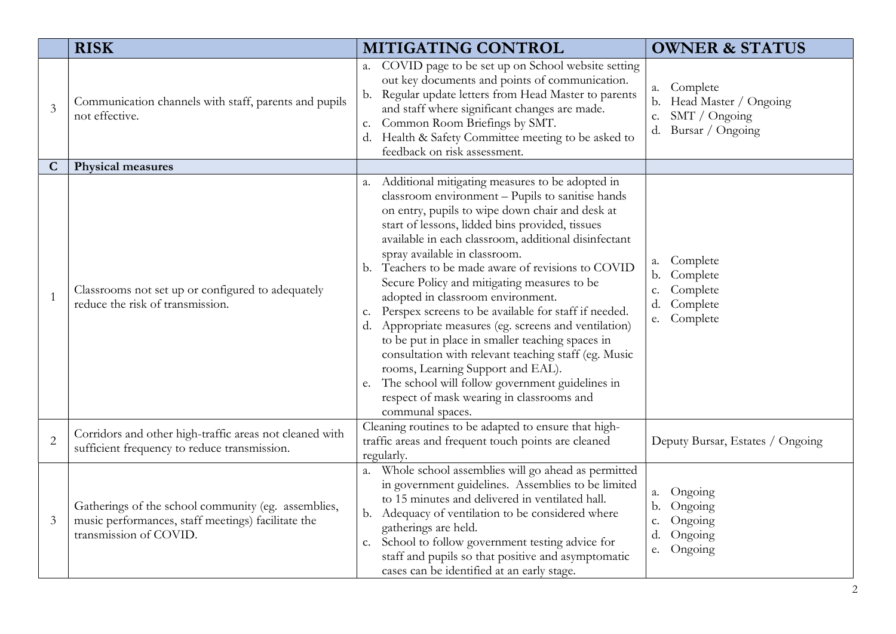| | RISK | MITIGATING CONTROL | OWNER & STATUS |
|---|---|---|---|
| 3 | Communication channels with staff, parents and pupils not effective. | a. COVID page to be set up on School website setting out key documents and points of communication.<br>b. Regular update letters from Head Master to parents and staff where significant changes are made.<br>c. Common Room Briefings by SMT.<br>d. Health & Safety Committee meeting to be asked to feedback on risk assessment. | a. Complete<br>b. Head Master / Ongoing<br>c. SMT / Ongoing<br>d. Bursar / Ongoing |
| **C** | **Physical measures** | | |
| 1 | Classrooms not set up or configured to adequately reduce the risk of transmission. | a. Additional mitigating measures to be adopted in classroom environment – Pupils to sanitise hands on entry, pupils to wipe down chair and desk at start of lessons, lidded bins provided, tissues available in each classroom, additional disinfectant spray available in classroom.<br>b. Teachers to be made aware of revisions to COVID Secure Policy and mitigating measures to be adopted in classroom environment.<br>c. Perspex screens to be available for staff if needed.<br>d. Appropriate measures (eg. screens and ventilation) to be put in place in smaller teaching spaces in consultation with relevant teaching staff (eg. Music rooms, Learning Support and EAL).<br>e. The school will follow government guidelines in respect of mask wearing in classrooms and communal spaces. | a. Complete<br>b. Complete<br>c. Complete<br>d. Complete<br>e. Complete |
| 2 | Corridors and other high-traffic areas not cleaned with sufficient frequency to reduce transmission. | Cleaning routines to be adapted to ensure that high-traffic areas and frequent touch points are cleaned regularly. | Deputy Bursar, Estates / Ongoing |
| 3 | Gatherings of the school community (eg. assemblies, music performances, staff meetings) facilitate the transmission of COVID. | a. Whole school assemblies will go ahead as permitted in government guidelines. Assemblies to be limited to 15 minutes and delivered in ventilated hall.<br>b. Adequacy of ventilation to be considered where gatherings are held.<br>c. School to follow government testing advice for staff and pupils so that positive and asymptomatic cases can be identified at an early stage. | a. Ongoing<br>b. Ongoing<br>c. Ongoing<br>d. Ongoing<br>e. Ongoing |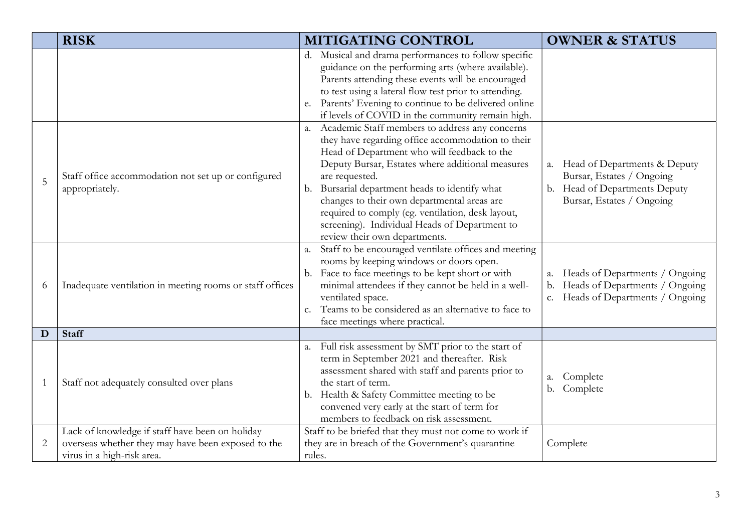|  | RISK | MITIGATING CONTROL | OWNER & STATUS |
|---|---|---|---|
|  |  | d. Musical and drama performances to follow specific guidance on the performing arts (where available). Parents attending these events will be encouraged to test using a lateral flow test prior to attending.<br>e. Parents' Evening to continue to be delivered online if levels of COVID in the community remain high. |  |
| 5 | Staff office accommodation not set up or configured appropriately. | a. Academic Staff members to address any concerns they have regarding office accommodation to their Head of Department who will feedback to the Deputy Bursar, Estates where additional measures are requested.<br>b. Bursarial department heads to identify what changes to their own departmental areas are required to comply (eg. ventilation, desk layout, screening). Individual Heads of Department to review their own departments. | a. Head of Departments & Deputy Bursar, Estates / Ongoing<br>b. Head of Departments Deputy Bursar, Estates / Ongoing |
| 6 | Inadequate ventilation in meeting rooms or staff offices | a. Staff to be encouraged ventilate offices and meeting rooms by keeping windows or doors open.<br>b. Face to face meetings to be kept short or with minimal attendees if they cannot be held in a well-ventilated space.<br>c. Teams to be considered as an alternative to face to face meetings where practical. | a. Heads of Departments / Ongoing<br>b. Heads of Departments / Ongoing<br>c. Heads of Departments / Ongoing |
| **D** | **Staff** |  |  |
| 1 | Staff not adequately consulted over plans | a. Full risk assessment by SMT prior to the start of term in September 2021 and thereafter. Risk assessment shared with staff and parents prior to the start of term.<br>b. Health & Safety Committee meeting to be convened very early at the start of term for members to feedback on risk assessment. | a. Complete<br>b. Complete |
| 2 | Lack of knowledge if staff have been on holiday overseas whether they may have been exposed to the virus in a high-risk area. | Staff to be briefed that they must not come to work if they are in breach of the Government's quarantine rules. | Complete |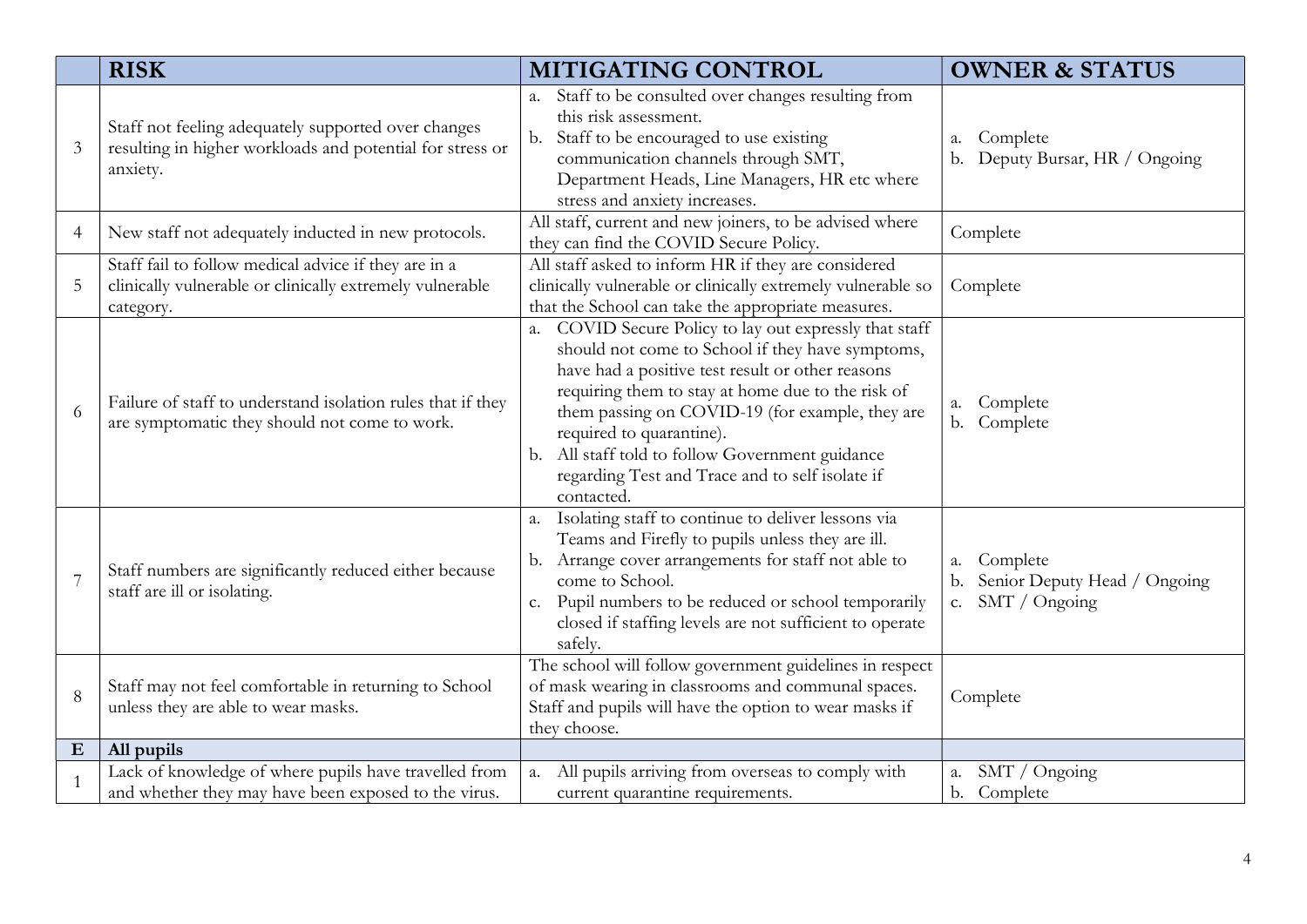|   | RISK | MITIGATING CONTROL | OWNER & STATUS |
|---|---|---|---|
| 3 | Staff not feeling adequately supported over changes resulting in higher workloads and potential for stress or anxiety. | a. Staff to be consulted over changes resulting from this risk assessment.<br>b. Staff to be encouraged to use existing communication channels through SMT, Department Heads, Line Managers, HR etc where stress and anxiety increases. | a. Complete<br>b. Deputy Bursar, HR / Ongoing |
| 4 | New staff not adequately inducted in new protocols. | All staff, current and new joiners, to be advised where they can find the COVID Secure Policy. | Complete |
| 5 | Staff fail to follow medical advice if they are in a clinically vulnerable or clinically extremely vulnerable category. | All staff asked to inform HR if they are considered clinically vulnerable or clinically extremely vulnerable so that the School can take the appropriate measures. | Complete |
| 6 | Failure of staff to understand isolation rules that if they are symptomatic they should not come to work. | a. COVID Secure Policy to lay out expressly that staff should not come to School if they have symptoms, have had a positive test result or other reasons requiring them to stay at home due to the risk of them passing on COVID-19 (for example, they are required to quarantine).<br>b. All staff told to follow Government guidance regarding Test and Trace and to self isolate if contacted. | a. Complete<br>b. Complete |
| 7 | Staff numbers are significantly reduced either because staff are ill or isolating. | a. Isolating staff to continue to deliver lessons via Teams and Firefly to pupils unless they are ill.<br>b. Arrange cover arrangements for staff not able to come to School.<br>c. Pupil numbers to be reduced or school temporarily closed if staffing levels are not sufficient to operate safely. | a. Complete<br>b. Senior Deputy Head / Ongoing<br>c. SMT / Ongoing |
| 8 | Staff may not feel comfortable in returning to School unless they are able to wear masks. | The school will follow government guidelines in respect of mask wearing in classrooms and communal spaces. Staff and pupils will have the option to wear masks if they choose. | Complete |
| **E** | **All pupils** | | |
| 1 | Lack of knowledge of where pupils have travelled from and whether they may have been exposed to the virus. | a. All pupils arriving from overseas to comply with current quarantine requirements. | a. SMT / Ongoing<br>b. Complete |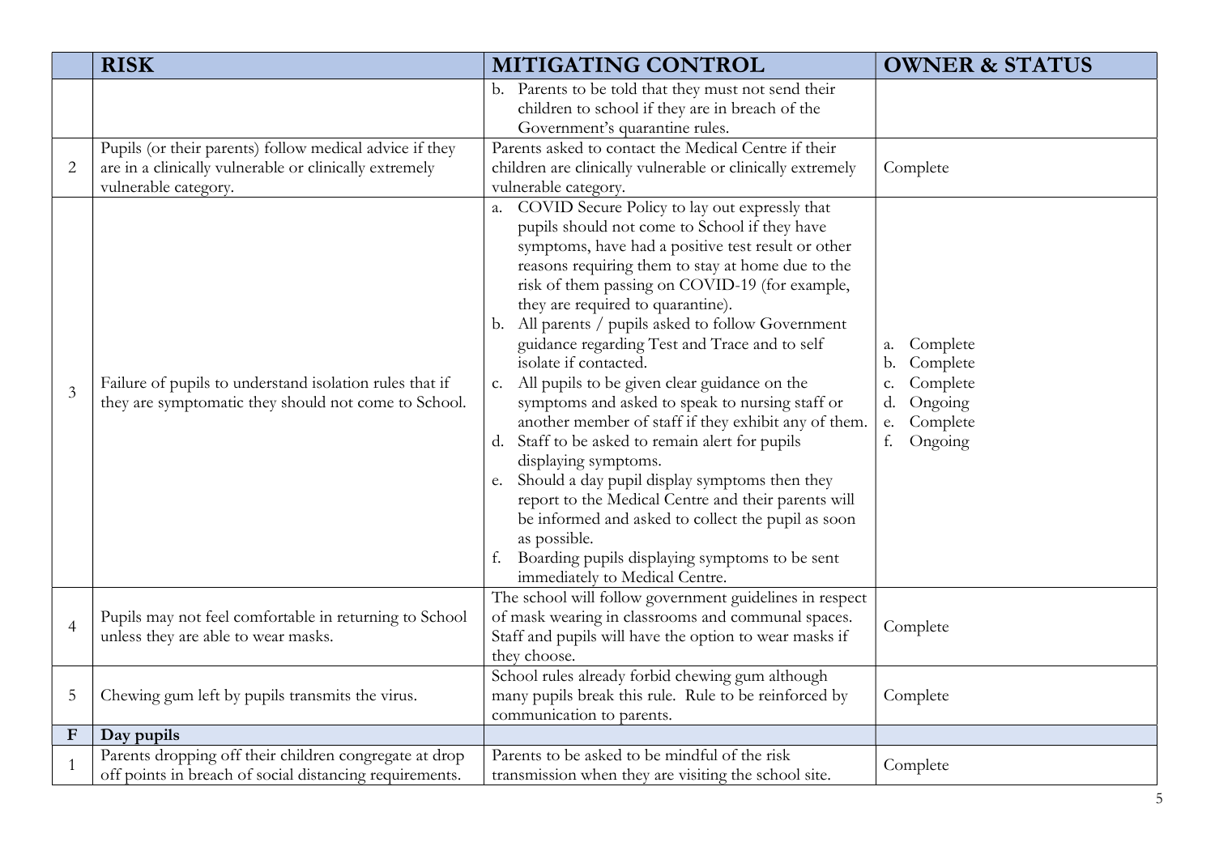| | RISK | MITIGATING CONTROL | OWNER & STATUS |
|---|---|---|---|
| | | b. Parents to be told that they must not send their children to school if they are in breach of the Government's quarantine rules. | |
| 2 | Pupils (or their parents) follow medical advice if they are in a clinically vulnerable or clinically extremely vulnerable category. | Parents asked to contact the Medical Centre if their children are clinically vulnerable or clinically extremely vulnerable category. | Complete |
| 3 | Failure of pupils to understand isolation rules that if they are symptomatic they should not come to School. | a. COVID Secure Policy to lay out expressly that pupils should not come to School if they have symptoms, have had a positive test result or other reasons requiring them to stay at home due to the risk of them passing on COVID-19 (for example, they are required to quarantine).<br>b. All parents / pupils asked to follow Government guidance regarding Test and Trace and to self isolate if contacted.<br>c. All pupils to be given clear guidance on the symptoms and asked to speak to nursing staff or another member of staff if they exhibit any of them.<br>d. Staff to be asked to remain alert for pupils displaying symptoms.<br>e. Should a day pupil display symptoms then they report to the Medical Centre and their parents will be informed and asked to collect the pupil as soon as possible.<br>f. Boarding pupils displaying symptoms to be sent immediately to Medical Centre. | a. Complete<br>b. Complete<br>c. Complete<br>d. Ongoing<br>e. Complete<br>f. Ongoing |
| 4 | Pupils may not feel comfortable in returning to School unless they are able to wear masks. | The school will follow government guidelines in respect of mask wearing in classrooms and communal spaces. Staff and pupils will have the option to wear masks if they choose. | Complete |
| 5 | Chewing gum left by pupils transmits the virus. | School rules already forbid chewing gum although many pupils break this rule. Rule to be reinforced by communication to parents. | Complete |
| **F** | **Day pupils** | | |
| 1 | Parents dropping off their children congregate at drop off points in breach of social distancing requirements. | Parents to be asked to be mindful of the risk transmission when they are visiting the school site. | Complete |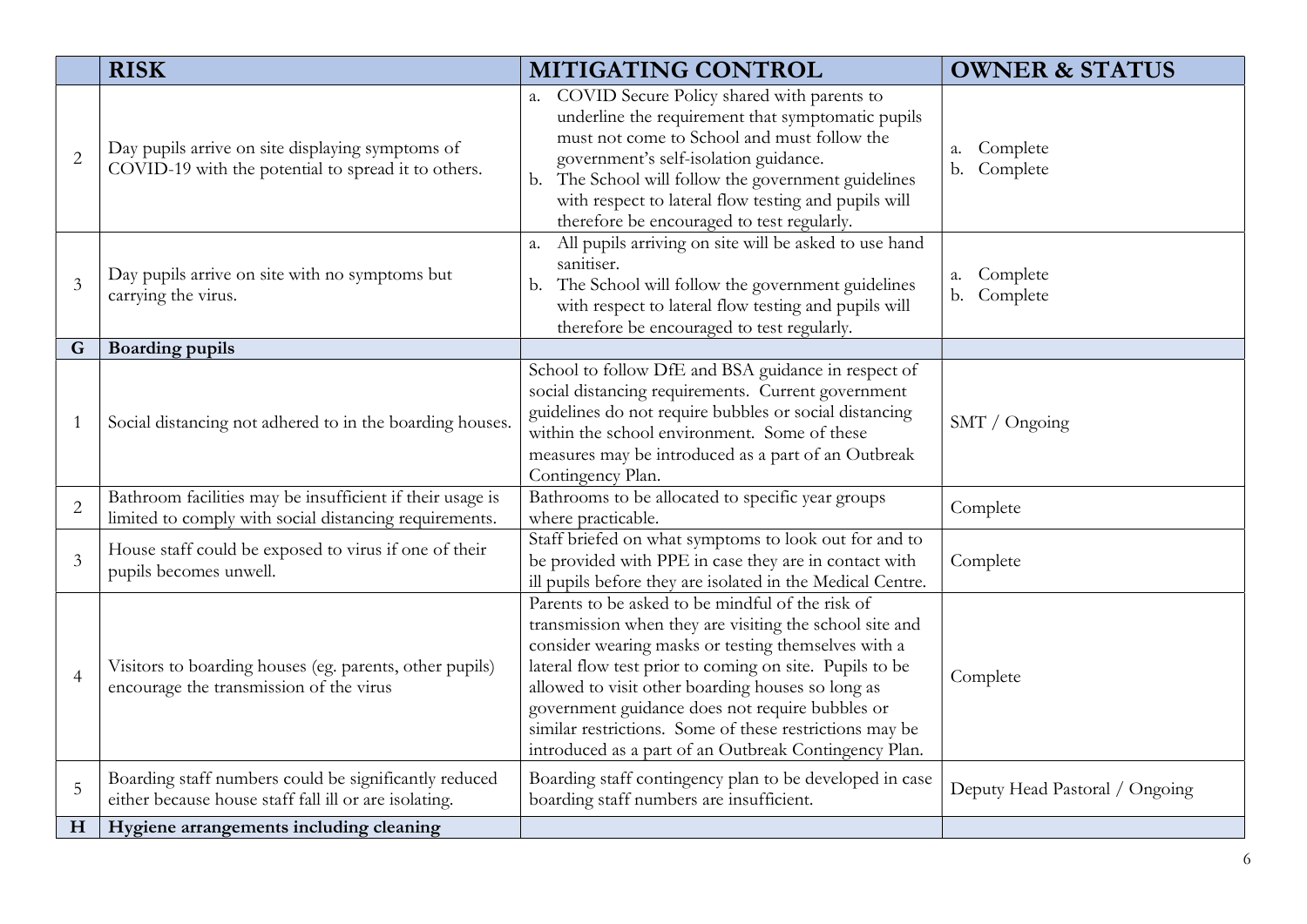|  | RISK | MITIGATING CONTROL | OWNER & STATUS |
|---|---|---|---|
| 2 | Day pupils arrive on site displaying symptoms of COVID-19 with the potential to spread it to others. | a. COVID Secure Policy shared with parents to underline the requirement that symptomatic pupils must not come to School and must follow the government's self-isolation guidance.<br>b. The School will follow the government guidelines with respect to lateral flow testing and pupils will therefore be encouraged to test regularly. | a. Complete<br>b. Complete |
| 3 | Day pupils arrive on site with no symptoms but carrying the virus. | a. All pupils arriving on site will be asked to use hand sanitiser.<br>b. The School will follow the government guidelines with respect to lateral flow testing and pupils will therefore be encouraged to test regularly. | a. Complete<br>b. Complete |
| **G** | **Boarding pupils** |  |  |
| 1 | Social distancing not adhered to in the boarding houses. | School to follow DfE and BSA guidance in respect of social distancing requirements. Current government guidelines do not require bubbles or social distancing within the school environment. Some of these measures may be introduced as a part of an Outbreak Contingency Plan. | SMT / Ongoing |
| 2 | Bathroom facilities may be insufficient if their usage is limited to comply with social distancing requirements. | Bathrooms to be allocated to specific year groups where practicable. | Complete |
| 3 | House staff could be exposed to virus if one of their pupils becomes unwell. | Staff briefed on what symptoms to look out for and to be provided with PPE in case they are in contact with ill pupils before they are isolated in the Medical Centre. | Complete |
| 4 | Visitors to boarding houses (eg. parents, other pupils) encourage the transmission of the virus | Parents to be asked to be mindful of the risk of transmission when they are visiting the school site and consider wearing masks or testing themselves with a lateral flow test prior to coming on site. Pupils to be allowed to visit other boarding houses so long as government guidance does not require bubbles or similar restrictions. Some of these restrictions may be introduced as a part of an Outbreak Contingency Plan. | Complete |
| 5 | Boarding staff numbers could be significantly reduced either because house staff fall ill or are isolating. | Boarding staff contingency plan to be developed in case boarding staff numbers are insufficient. | Deputy Head Pastoral / Ongoing |
| **H** | **Hygiene arrangements including cleaning** |  |  |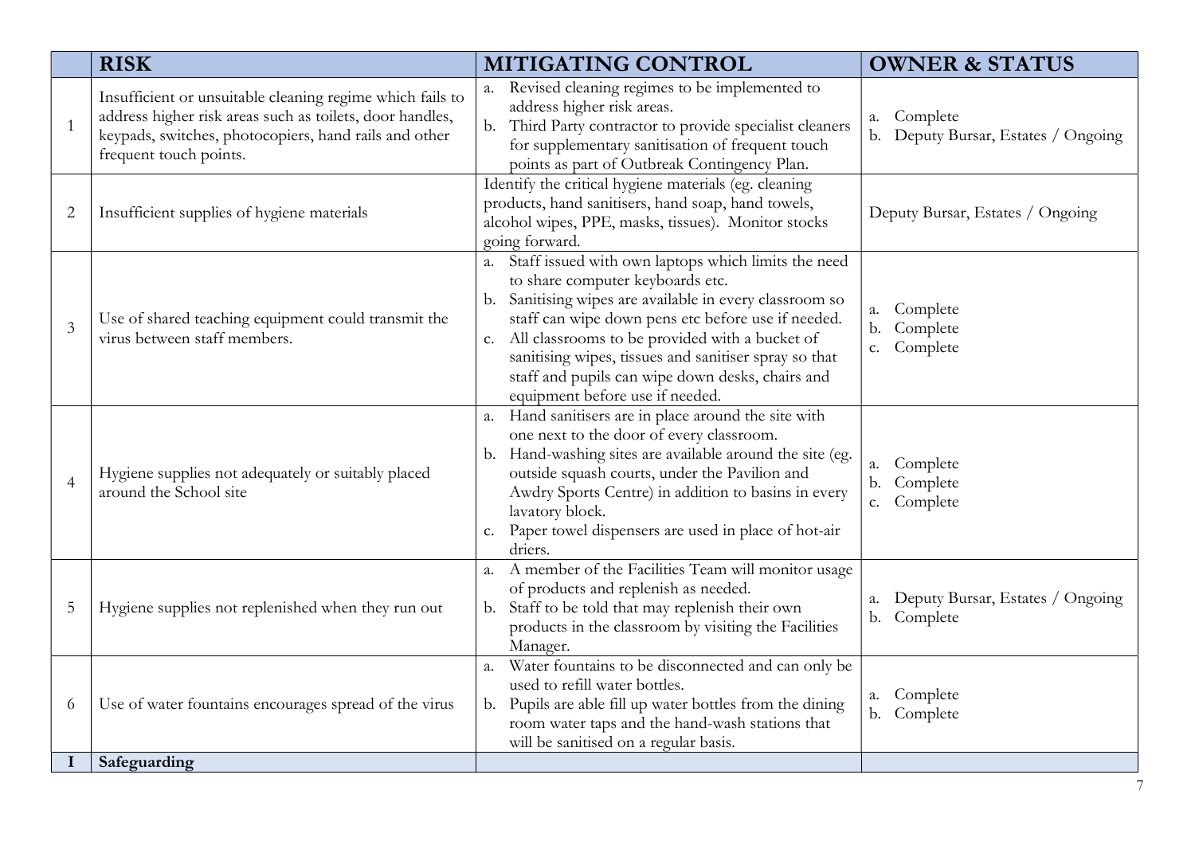| | RISK | MITIGATING CONTROL | OWNER & STATUS |
|---|---|---|---|
| 1 | Insufficient or unsuitable cleaning regime which fails to address higher risk areas such as toilets, door handles, keypads, switches, photocopiers, hand rails and other frequent touch points. | a. Revised cleaning regimes to be implemented to address higher risk areas.<br>b. Third Party contractor to provide specialist cleaners for supplementary sanitisation of frequent touch points as part of Outbreak Contingency Plan. | a. Complete<br>b. Deputy Bursar, Estates / Ongoing |
| 2 | Insufficient supplies of hygiene materials | Identify the critical hygiene materials (eg. cleaning products, hand sanitisers, hand soap, hand towels, alcohol wipes, PPE, masks, tissues). Monitor stocks going forward. | Deputy Bursar, Estates / Ongoing |
| 3 | Use of shared teaching equipment could transmit the virus between staff members. | a. Staff issued with own laptops which limits the need to share computer keyboards etc.<br>b. Sanitising wipes are available in every classroom so staff can wipe down pens etc before use if needed.<br>c. All classrooms to be provided with a bucket of sanitising wipes, tissues and sanitiser spray so that staff and pupils can wipe down desks, chairs and equipment before use if needed. | a. Complete<br>b. Complete<br>c. Complete |
| 4 | Hygiene supplies not adequately or suitably placed around the School site | a. Hand sanitisers are in place around the site with one next to the door of every classroom.<br>b. Hand-washing sites are available around the site (eg. outside squash courts, under the Pavilion and Awdry Sports Centre) in addition to basins in every lavatory block.<br>c. Paper towel dispensers are used in place of hot-air driers. | a. Complete<br>b. Complete<br>c. Complete |
| 5 | Hygiene supplies not replenished when they run out | a. A member of the Facilities Team will monitor usage of products and replenish as needed.<br>b. Staff to be told that may replenish their own products in the classroom by visiting the Facilities Manager. | a. Deputy Bursar, Estates / Ongoing<br>b. Complete |
| 6 | Use of water fountains encourages spread of the virus | a. Water fountains to be disconnected and can only be used to refill water bottles.<br>b. Pupils are able fill up water bottles from the dining room water taps and the hand-wash stations that will be sanitised on a regular basis. | a. Complete<br>b. Complete |
| **I** | **Safeguarding** | | |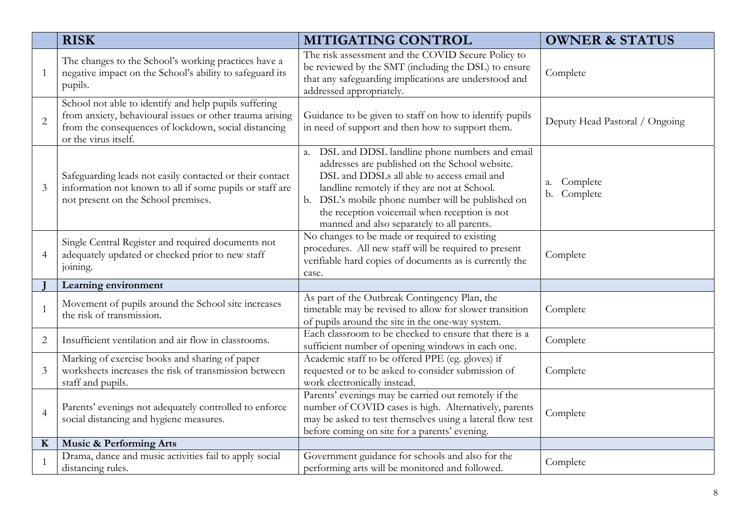| | RISK | MITIGATING CONTROL | OWNER & STATUS |
|---|---|---|---|
| 1 | The changes to the School's working practices have a negative impact on the School's ability to safeguard its pupils. | The risk assessment and the COVID Secure Policy to be reviewed by the SMT (including the DSL) to ensure that any safeguarding implications are understood and addressed appropriately. | Complete |
| 2 | School not able to identify and help pupils suffering from anxiety, behavioural issues or other trauma arising from the consequences of lockdown, social distancing or the virus itself. | Guidance to be given to staff on how to identify pupils in need of support and then how to support them. | Deputy Head Pastoral / Ongoing |
| 3 | Safeguarding leads not easily contacted or their contact information not known to all if some pupils or staff are not present on the School premises. | a. DSL and DDSL landline phone numbers and email addresses are published on the School website. DSL and DDSLs all able to access email and landline remotely if they are not at School.<br>b. DSL's mobile phone number will be published on the reception voicemail when reception is not manned and also separately to all parents. | a. Complete<br>b. Complete |
| 4 | Single Central Register and required documents not adequately updated or checked prior to new staff joining. | No changes to be made or required to existing procedures. All new staff will be required to present verifiable hard copies of documents as is currently the case. | Complete |
| **J** | **Learning environment** | | |
| 1 | Movement of pupils around the School site increases the risk of transmission. | As part of the Outbreak Contingency Plan, the timetable may be revised to allow for slower transition of pupils around the site in the one-way system. | Complete |
| 2 | Insufficient ventilation and air flow in classrooms. | Each classroom to be checked to ensure that there is a sufficient number of opening windows in each one. | Complete |
| 3 | Marking of exercise books and sharing of paper worksheets increases the risk of transmission between staff and pupils. | Academic staff to be offered PPE (eg. gloves) if requested or to be asked to consider submission of work electronically instead. | Complete |
| 4 | Parents' evenings not adequately controlled to enforce social distancing and hygiene measures. | Parents' evenings may be carried out remotely if the number of COVID cases is high. Alternatively, parents may be asked to test themselves using a lateral flow test before coming on site for a parents' evening. | Complete |
| **K** | **Music & Performing Arts** | | |
| 1 | Drama, dance and music activities fail to apply social distancing rules. | Government guidance for schools and also for the performing arts will be monitored and followed. | Complete |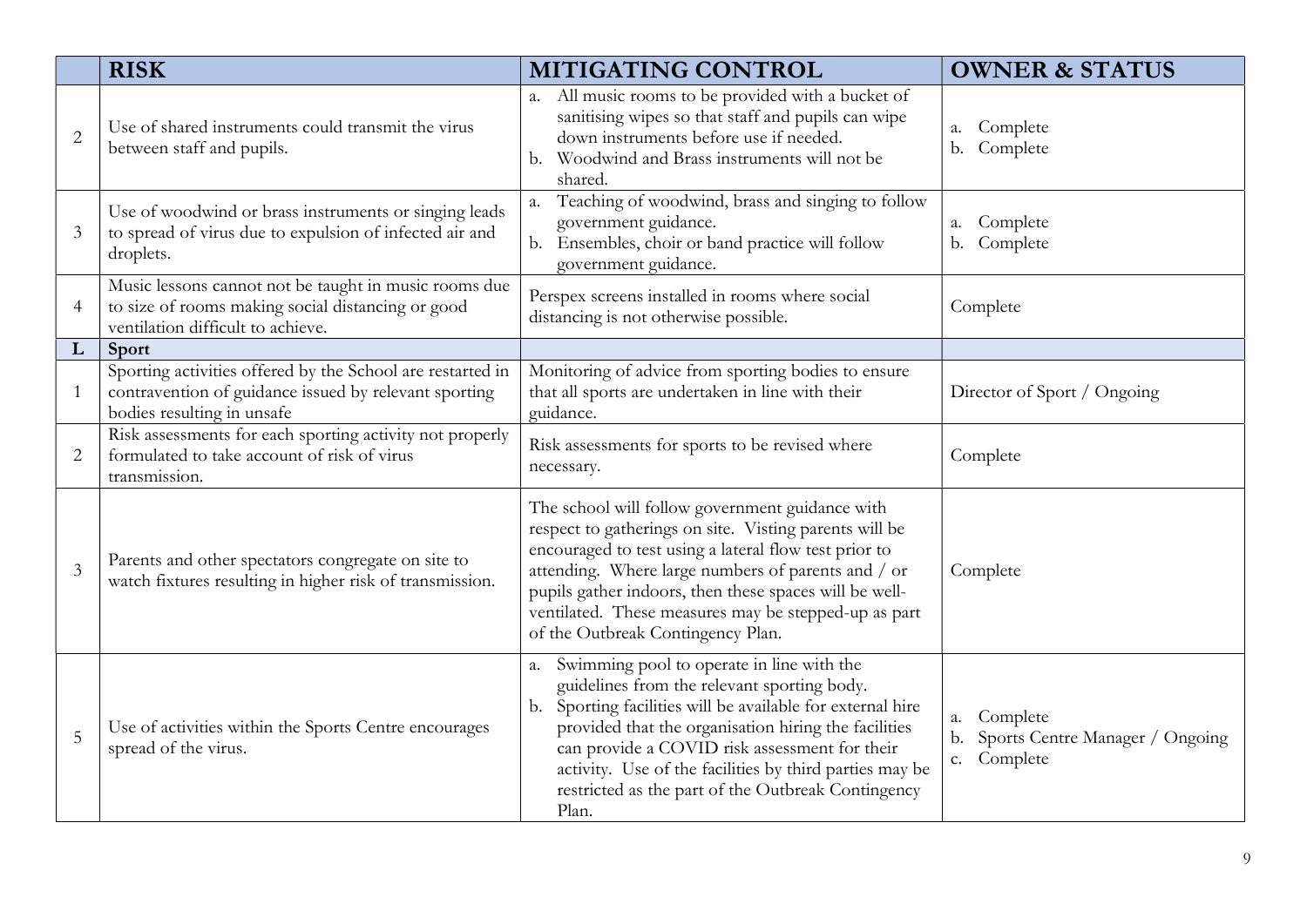| | RISK | MITIGATING CONTROL | OWNER & STATUS |
|---|---|---|---|
| 2 | Use of shared instruments could transmit the virus between staff and pupils. | a. All music rooms to be provided with a bucket of sanitising wipes so that staff and pupils can wipe down instruments before use if needed.<br>b. Woodwind and Brass instruments will not be shared. | a. Complete<br>b. Complete |
| 3 | Use of woodwind or brass instruments or singing leads to spread of virus due to expulsion of infected air and droplets. | a. Teaching of woodwind, brass and singing to follow government guidance.<br>b. Ensembles, choir or band practice will follow government guidance. | a. Complete<br>b. Complete |
| 4 | Music lessons cannot not be taught in music rooms due to size of rooms making social distancing or good ventilation difficult to achieve. | Perspex screens installed in rooms where social distancing is not otherwise possible. | Complete |
| **L** | **Sport** | | |
| 1 | Sporting activities offered by the School are restarted in contravention of guidance issued by relevant sporting bodies resulting in unsafe | Monitoring of advice from sporting bodies to ensure that all sports are undertaken in line with their guidance. | Director of Sport / Ongoing |
| 2 | Risk assessments for each sporting activity not properly formulated to take account of risk of virus transmission. | Risk assessments for sports to be revised where necessary. | Complete |
| 3 | Parents and other spectators congregate on site to watch fixtures resulting in higher risk of transmission. | The school will follow government guidance with respect to gatherings on site. Visting parents will be encouraged to test using a lateral flow test prior to attending. Where large numbers of parents and / or pupils gather indoors, then these spaces will be well-ventilated. These measures may be stepped-up as part of the Outbreak Contingency Plan. | Complete |
| 5 | Use of activities within the Sports Centre encourages spread of the virus. | a. Swimming pool to operate in line with the guidelines from the relevant sporting body.<br>b. Sporting facilities will be available for external hire provided that the organisation hiring the facilities can provide a COVID risk assessment for their activity. Use of the facilities by third parties may be restricted as the part of the Outbreak Contingency Plan. | a. Complete<br>b. Sports Centre Manager / Ongoing<br>c. Complete |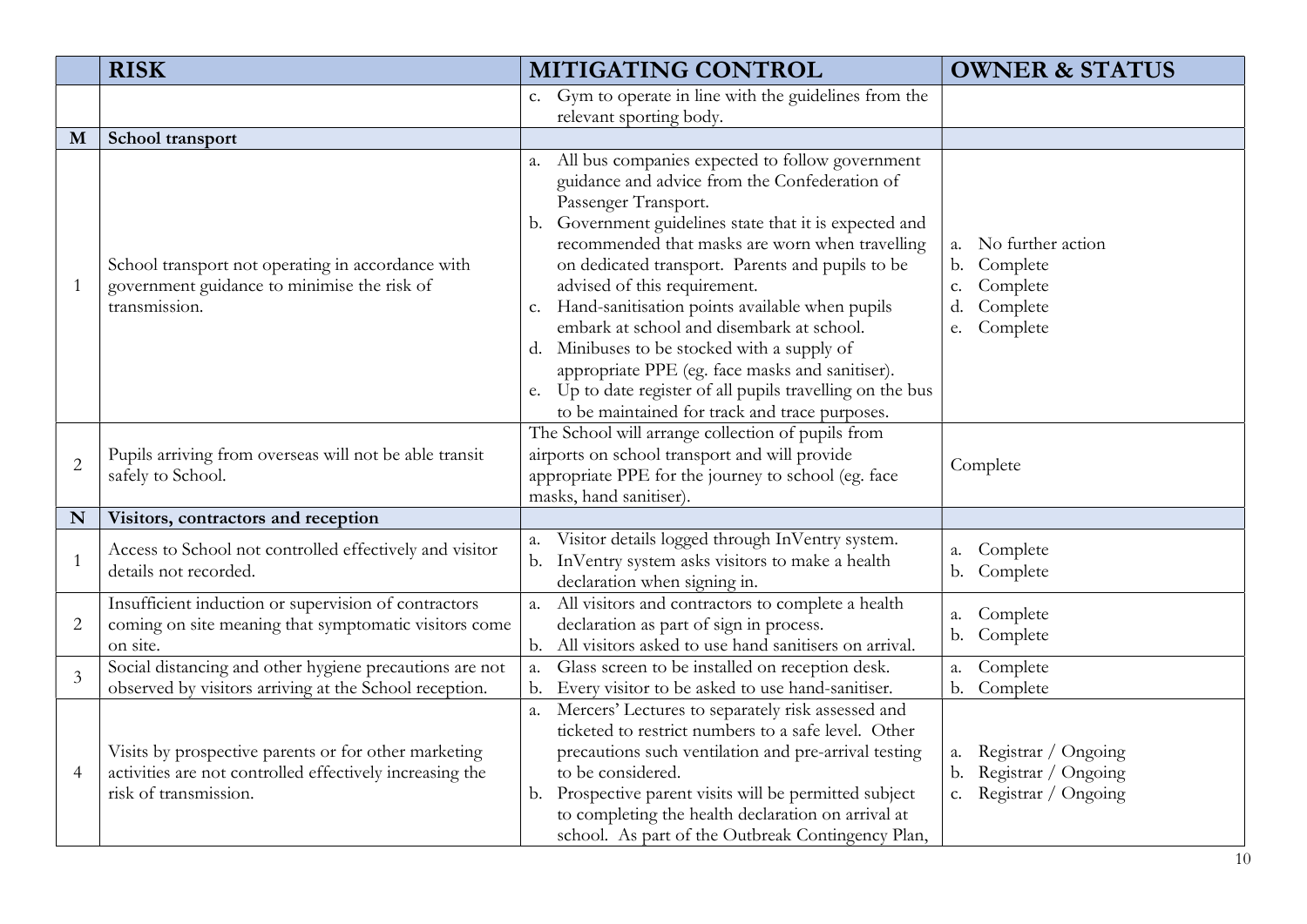| | RISK | MITIGATING CONTROL | OWNER & STATUS |
|---|---|---|---|
| | | c. Gym to operate in line with the guidelines from the relevant sporting body. | |
| **M** | **School transport** | | |
| 1 | School transport not operating in accordance with government guidance to minimise the risk of transmission. | a. All bus companies expected to follow government guidance and advice from the Confederation of Passenger Transport.<br>b. Government guidelines state that it is expected and recommended that masks are worn when travelling on dedicated transport. Parents and pupils to be advised of this requirement.<br>c. Hand-sanitisation points available when pupils embark at school and disembark at school.<br>d. Minibuses to be stocked with a supply of appropriate PPE (eg. face masks and sanitiser).<br>e. Up to date register of all pupils travelling on the bus to be maintained for track and trace purposes. | a. No further action<br>b. Complete<br>c. Complete<br>d. Complete<br>e. Complete |
| 2 | Pupils arriving from overseas will not be able transit safely to School. | The School will arrange collection of pupils from airports on school transport and will provide appropriate PPE for the journey to school (eg. face masks, hand sanitiser). | Complete |
| **N** | **Visitors, contractors and reception** | | |
| 1 | Access to School not controlled effectively and visitor details not recorded. | a. Visitor details logged through InVentry system.<br>b. InVentry system asks visitors to make a health declaration when signing in. | a. Complete<br>b. Complete |
| 2 | Insufficient induction or supervision of contractors coming on site meaning that symptomatic visitors come on site. | a. All visitors and contractors to complete a health declaration as part of sign in process.<br>b. All visitors asked to use hand sanitisers on arrival. | a. Complete<br>b. Complete |
| 3 | Social distancing and other hygiene precautions are not observed by visitors arriving at the School reception. | a. Glass screen to be installed on reception desk.<br>b. Every visitor to be asked to use hand-sanitiser. | a. Complete<br>b. Complete |
| 4 | Visits by prospective parents or for other marketing activities are not controlled effectively increasing the risk of transmission. | a. Mercers' Lectures to separately risk assessed and ticketed to restrict numbers to a safe level. Other precautions such ventilation and pre-arrival testing to be considered.<br>b. Prospective parent visits will be permitted subject to completing the health declaration on arrival at school. As part of the Outbreak Contingency Plan, | a. Registrar / Ongoing<br>b. Registrar / Ongoing<br>c. Registrar / Ongoing |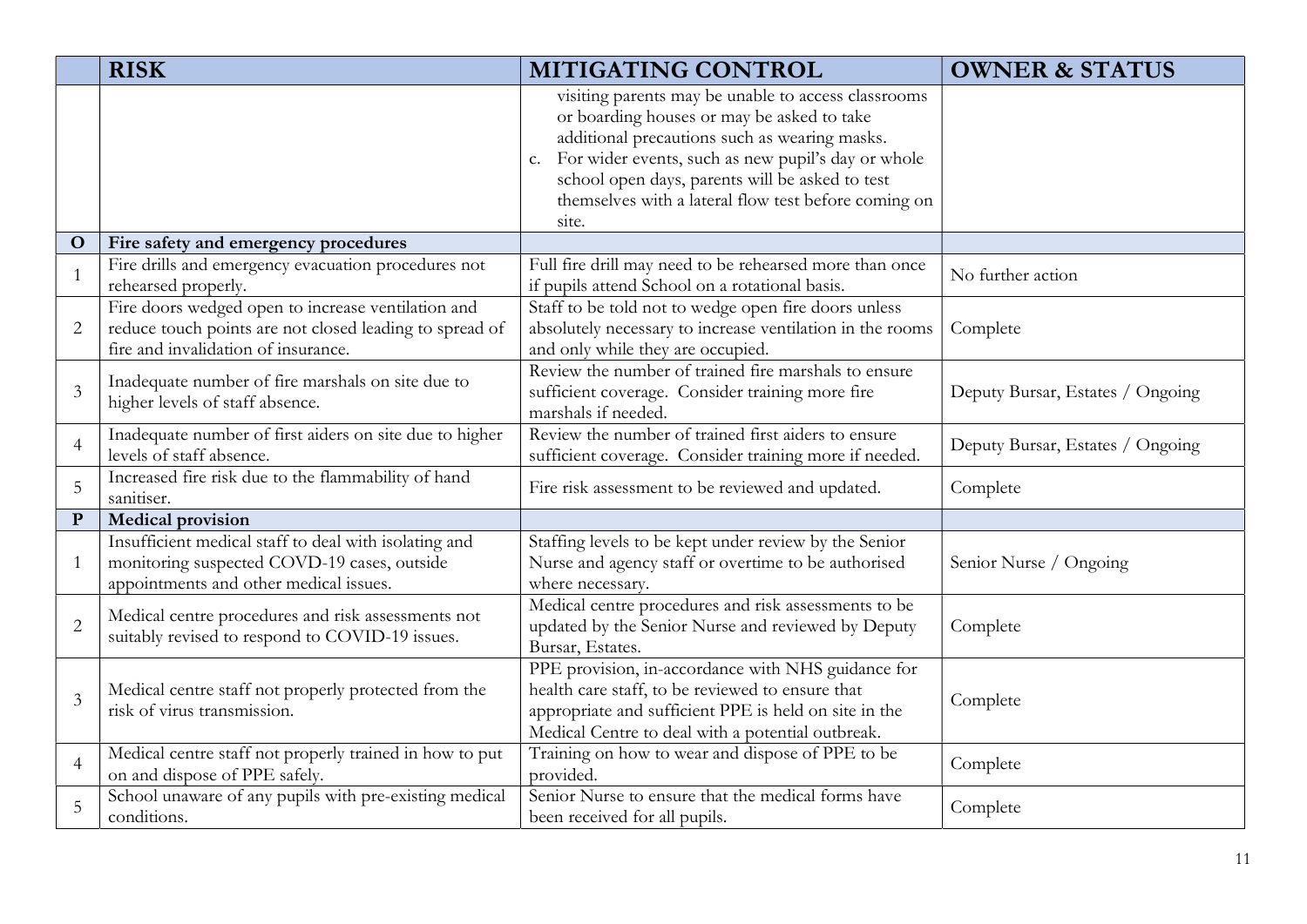| | RISK | MITIGATING CONTROL | OWNER & STATUS |
|---|---|---|---|
| | | visiting parents may be unable to access classrooms or boarding houses or may be asked to take additional precautions such as wearing masks.<br>c. For wider events, such as new pupil's day or whole school open days, parents will be asked to test themselves with a lateral flow test before coming on site. | |
| **O** | **Fire safety and emergency procedures** | | |
| 1 | Fire drills and emergency evacuation procedures not rehearsed properly. | Full fire drill may need to be rehearsed more than once if pupils attend School on a rotational basis. | No further action |
| 2 | Fire doors wedged open to increase ventilation and reduce touch points are not closed leading to spread of fire and invalidation of insurance. | Staff to be told not to wedge open fire doors unless absolutely necessary to increase ventilation in the rooms and only while they are occupied. | Complete |
| 3 | Inadequate number of fire marshals on site due to higher levels of staff absence. | Review the number of trained fire marshals to ensure sufficient coverage. Consider training more fire marshals if needed. | Deputy Bursar, Estates / Ongoing |
| 4 | Inadequate number of first aiders on site due to higher levels of staff absence. | Review the number of trained first aiders to ensure sufficient coverage. Consider training more if needed. | Deputy Bursar, Estates / Ongoing |
| 5 | Increased fire risk due to the flammability of hand sanitiser. | Fire risk assessment to be reviewed and updated. | Complete |
| **P** | **Medical provision** | | |
| 1 | Insufficient medical staff to deal with isolating and monitoring suspected COVD-19 cases, outside appointments and other medical issues. | Staffing levels to be kept under review by the Senior Nurse and agency staff or overtime to be authorised where necessary. | Senior Nurse / Ongoing |
| 2 | Medical centre procedures and risk assessments not suitably revised to respond to COVID-19 issues. | Medical centre procedures and risk assessments to be updated by the Senior Nurse and reviewed by Deputy Bursar, Estates. | Complete |
| 3 | Medical centre staff not properly protected from the risk of virus transmission. | PPE provision, in-accordance with NHS guidance for health care staff, to be reviewed to ensure that appropriate and sufficient PPE is held on site in the Medical Centre to deal with a potential outbreak. | Complete |
| 4 | Medical centre staff not properly trained in how to put on and dispose of PPE safely. | Training on how to wear and dispose of PPE to be provided. | Complete |
| 5 | School unaware of any pupils with pre-existing medical conditions. | Senior Nurse to ensure that the medical forms have been received for all pupils. | Complete |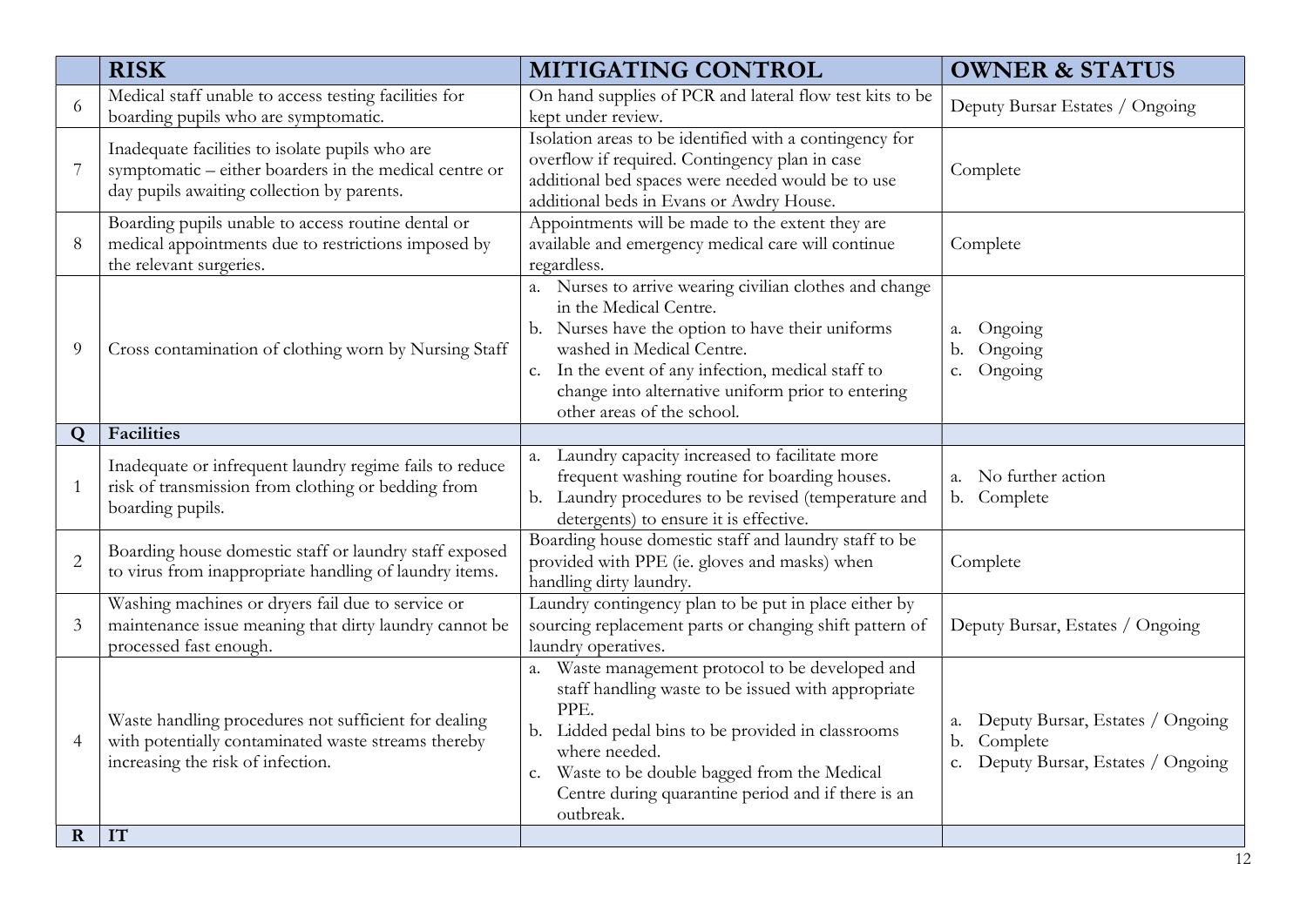| | RISK | MITIGATING CONTROL | OWNER & STATUS |
|---|---|---|---|
| 6 | Medical staff unable to access testing facilities for boarding pupils who are symptomatic. | On hand supplies of PCR and lateral flow test kits to be kept under review. | Deputy Bursar Estates / Ongoing |
| 7 | Inadequate facilities to isolate pupils who are symptomatic – either boarders in the medical centre or day pupils awaiting collection by parents. | Isolation areas to be identified with a contingency for overflow if required. Contingency plan in case additional bed spaces were needed would be to use additional beds in Evans or Awdry House. | Complete |
| 8 | Boarding pupils unable to access routine dental or medical appointments due to restrictions imposed by the relevant surgeries. | Appointments will be made to the extent they are available and emergency medical care will continue regardless. | Complete |
| 9 | Cross contamination of clothing worn by Nursing Staff | a. Nurses to arrive wearing civilian clothes and change in the Medical Centre.<br>b. Nurses have the option to have their uniforms washed in Medical Centre.<br>c. In the event of any infection, medical staff to change into alternative uniform prior to entering other areas of the school. | a. Ongoing<br>b. Ongoing<br>c. Ongoing |
| **Q** | **Facilities** | | |
| 1 | Inadequate or infrequent laundry regime fails to reduce risk of transmission from clothing or bedding from boarding pupils. | a. Laundry capacity increased to facilitate more frequent washing routine for boarding houses.<br>b. Laundry procedures to be revised (temperature and detergents) to ensure it is effective. | a. No further action<br>b. Complete |
| 2 | Boarding house domestic staff or laundry staff exposed to virus from inappropriate handling of laundry items. | Boarding house domestic staff and laundry staff to be provided with PPE (ie. gloves and masks) when handling dirty laundry. | Complete |
| 3 | Washing machines or dryers fail due to service or maintenance issue meaning that dirty laundry cannot be processed fast enough. | Laundry contingency plan to be put in place either by sourcing replacement parts or changing shift pattern of laundry operatives. | Deputy Bursar, Estates / Ongoing |
| 4 | Waste handling procedures not sufficient for dealing with potentially contaminated waste streams thereby increasing the risk of infection. | a. Waste management protocol to be developed and staff handling waste to be issued with appropriate PPE.<br>b. Lidded pedal bins to be provided in classrooms where needed.<br>c. Waste to be double bagged from the Medical Centre during quarantine period and if there is an outbreak. | a. Deputy Bursar, Estates / Ongoing<br>b. Complete<br>c. Deputy Bursar, Estates / Ongoing |
| **R** | **IT** | | |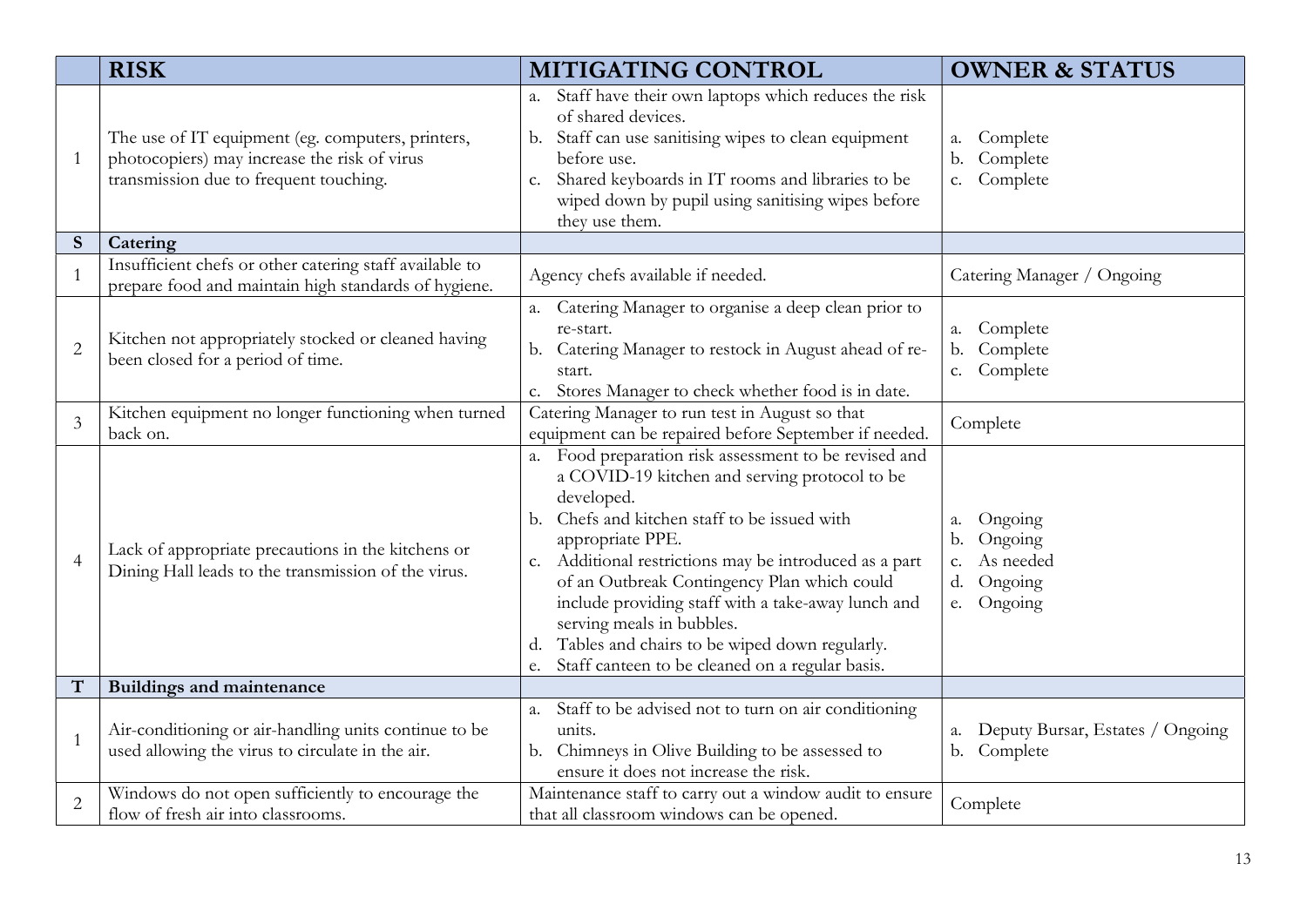| | RISK | MITIGATING CONTROL | OWNER & STATUS |
|---|---|---|---|
| 1 | The use of IT equipment (eg. computers, printers, photocopiers) may increase the risk of virus transmission due to frequent touching. | a. Staff have their own laptops which reduces the risk of shared devices.<br>b. Staff can use sanitising wipes to clean equipment before use.<br>c. Shared keyboards in IT rooms and libraries to be wiped down by pupil using sanitising wipes before they use them. | a. Complete<br>b. Complete<br>c. Complete |
| **S** | **Catering** | | |
| 1 | Insufficient chefs or other catering staff available to prepare food and maintain high standards of hygiene. | Agency chefs available if needed. | Catering Manager / Ongoing |
| 2 | Kitchen not appropriately stocked or cleaned having been closed for a period of time. | a. Catering Manager to organise a deep clean prior to re-start.<br>b. Catering Manager to restock in August ahead of re-start.<br>c. Stores Manager to check whether food is in date. | a. Complete<br>b. Complete<br>c. Complete |
| 3 | Kitchen equipment no longer functioning when turned back on. | Catering Manager to run test in August so that equipment can be repaired before September if needed. | Complete |
| 4 | Lack of appropriate precautions in the kitchens or Dining Hall leads to the transmission of the virus. | a. Food preparation risk assessment to be revised and a COVID-19 kitchen and serving protocol to be developed.<br>b. Chefs and kitchen staff to be issued with appropriate PPE.<br>c. Additional restrictions may be introduced as a part of an Outbreak Contingency Plan which could include providing staff with a take-away lunch and serving meals in bubbles.<br>d. Tables and chairs to be wiped down regularly.<br>e. Staff canteen to be cleaned on a regular basis. | a. Ongoing<br>b. Ongoing<br>c. As needed<br>d. Ongoing<br>e. Ongoing |
| **T** | **Buildings and maintenance** | | |
| 1 | Air-conditioning or air-handling units continue to be used allowing the virus to circulate in the air. | a. Staff to be advised not to turn on air conditioning units.<br>b. Chimneys in Olive Building to be assessed to ensure it does not increase the risk. | a. Deputy Bursar, Estates / Ongoing<br>b. Complete |
| 2 | Windows do not open sufficiently to encourage the flow of fresh air into classrooms. | Maintenance staff to carry out a window audit to ensure that all classroom windows can be opened. | Complete |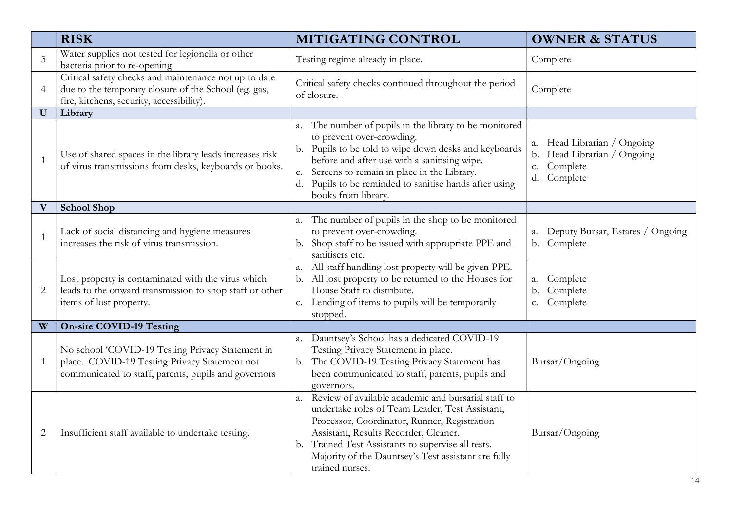| | RISK | MITIGATING CONTROL | OWNER & STATUS |
|---|---|---|---|
| 3 | Water supplies not tested for legionella or other bacteria prior to re-opening. | Testing regime already in place. | Complete |
| 4 | Critical safety checks and maintenance not up to date due to the temporary closure of the School (eg. gas, fire, kitchens, security, accessibility). | Critical safety checks continued throughout the period of closure. | Complete |
| **U** | **Library** | | |
| 1 | Use of shared spaces in the library leads increases risk of virus transmissions from desks, keyboards or books. | a. The number of pupils in the library to be monitored to prevent over-crowding.<br>b. Pupils to be told to wipe down desks and keyboards before and after use with a sanitising wipe.<br>c. Screens to remain in place in the Library.<br>d. Pupils to be reminded to sanitise hands after using books from library. | a. Head Librarian / Ongoing<br>b. Head Librarian / Ongoing<br>c. Complete<br>d. Complete |
| **V** | **School Shop** | | |
| 1 | Lack of social distancing and hygiene measures increases the risk of virus transmission. | a. The number of pupils in the shop to be monitored to prevent over-crowding.<br>b. Shop staff to be issued with appropriate PPE and sanitisers etc. | a. Deputy Bursar, Estates / Ongoing<br>b. Complete |
| 2 | Lost property is contaminated with the virus which leads to the onward transmission to shop staff or other items of lost property. | a. All staff handling lost property will be given PPE.<br>b. All lost property to be returned to the Houses for House Staff to distribute.<br>c. Lending of items to pupils will be temporarily stopped. | a. Complete<br>b. Complete<br>c. Complete |
| **W** | **On-site COVID-19 Testing** | | |
| 1 | No school 'COVID-19 Testing Privacy Statement in place. COVID-19 Testing Privacy Statement not communicated to staff, parents, pupils and governors | a. Dauntsey's School has a dedicated COVID-19 Testing Privacy Statement in place.<br>b. The COVID-19 Testing Privacy Statement has been communicated to staff, parents, pupils and governors. | Bursar/Ongoing |
| 2 | Insufficient staff available to undertake testing. | a. Review of available academic and bursarial staff to undertake roles of Team Leader, Test Assistant, Processor, Coordinator, Runner, Registration Assistant, Results Recorder, Cleaner.<br>b. Trained Test Assistants to supervise all tests. Majority of the Dauntsey's Test assistant are fully trained nurses. | Bursar/Ongoing |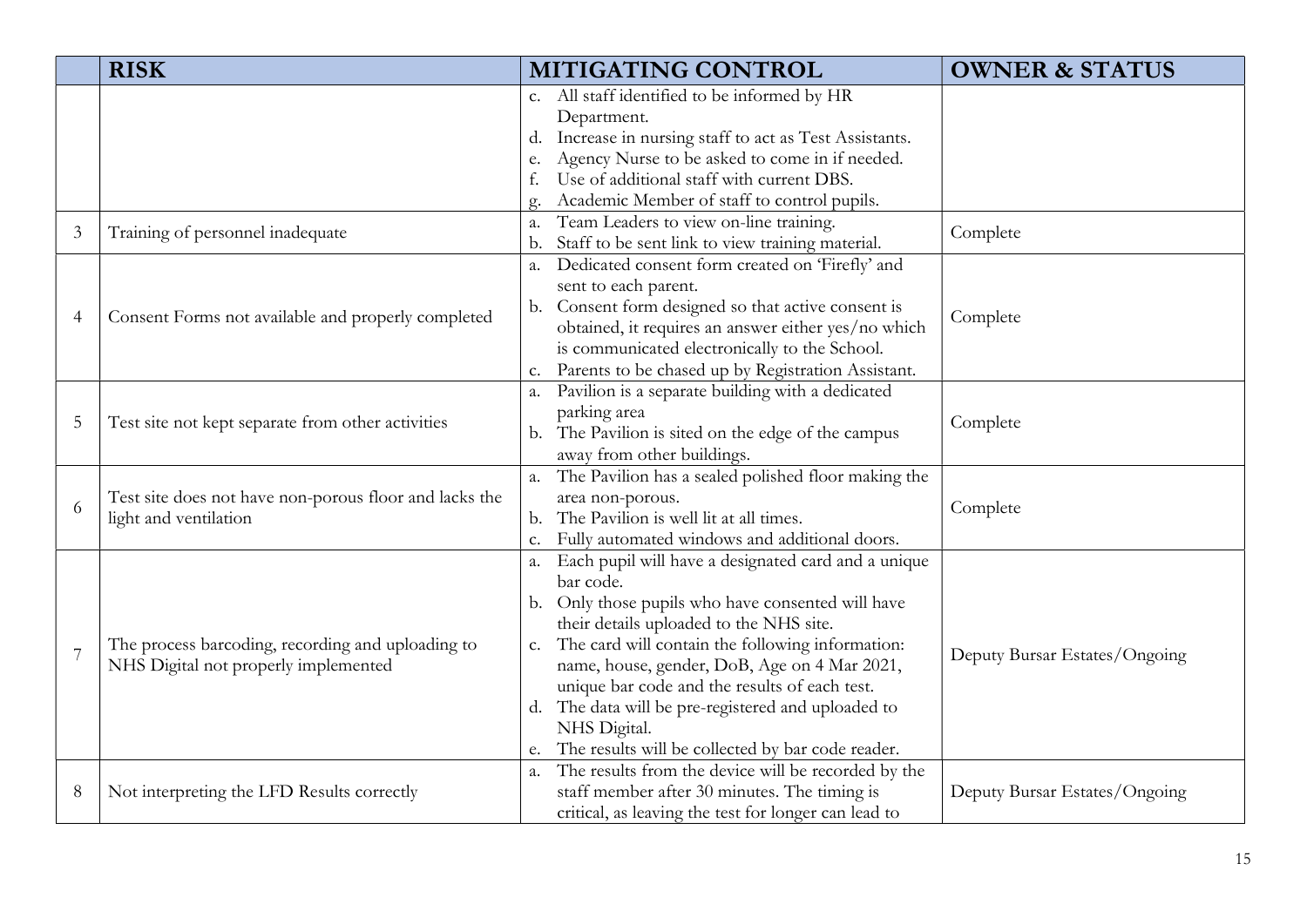| | RISK | MITIGATING CONTROL | OWNER & STATUS |
|---|---|---|---|
| | | c. All staff identified to be informed by HR Department.<br>d. Increase in nursing staff to act as Test Assistants.<br>e. Agency Nurse to be asked to come in if needed.<br>f. Use of additional staff with current DBS.<br>g. Academic Member of staff to control pupils. | |
| 3 | Training of personnel inadequate | a. Team Leaders to view on-line training.<br>b. Staff to be sent link to view training material. | Complete |
| 4 | Consent Forms not available and properly completed | a. Dedicated consent form created on 'Firefly' and sent to each parent.<br>b. Consent form designed so that active consent is obtained, it requires an answer either yes/no which is communicated electronically to the School.<br>c. Parents to be chased up by Registration Assistant. | Complete |
| 5 | Test site not kept separate from other activities | a. Pavilion is a separate building with a dedicated parking area<br>b. The Pavilion is sited on the edge of the campus away from other buildings. | Complete |
| 6 | Test site does not have non-porous floor and lacks the light and ventilation | a. The Pavilion has a sealed polished floor making the area non-porous.<br>b. The Pavilion is well lit at all times.<br>c. Fully automated windows and additional doors. | Complete |
| 7 | The process barcoding, recording and uploading to NHS Digital not properly implemented | a. Each pupil will have a designated card and a unique bar code.<br>b. Only those pupils who have consented will have their details uploaded to the NHS site.<br>c. The card will contain the following information: name, house, gender, DoB, Age on 4 Mar 2021, unique bar code and the results of each test.<br>d. The data will be pre-registered and uploaded to NHS Digital.<br>e. The results will be collected by bar code reader. | Deputy Bursar Estates/Ongoing |
| 8 | Not interpreting the LFD Results correctly | a. The results from the device will be recorded by the staff member after 30 minutes. The timing is critical, as leaving the test for longer can lead to | Deputy Bursar Estates/Ongoing |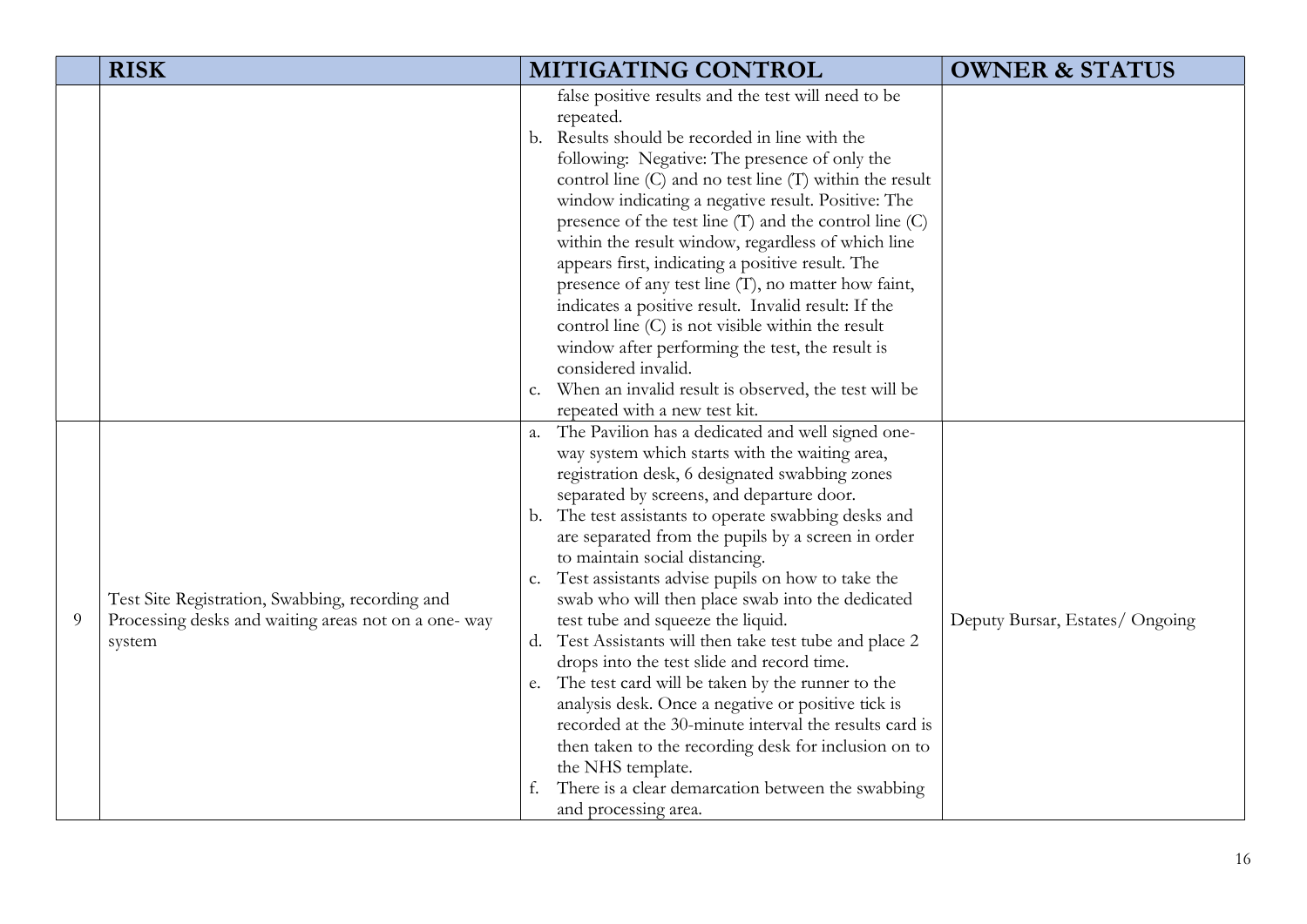|  | RISK | MITIGATING CONTROL | OWNER & STATUS |
|---|---|---|---|
|  |  | false positive results and the test will need to be repeated.<br>b. Results should be recorded in line with the following: Negative: The presence of only the control line (C) and no test line (T) within the result window indicating a negative result. Positive: The presence of the test line (T) and the control line (C) within the result window, regardless of which line appears first, indicating a positive result. The presence of any test line (T), no matter how faint, indicates a positive result. Invalid result: If the control line (C) is not visible within the result window after performing the test, the result is considered invalid.<br>c. When an invalid result is observed, the test will be repeated with a new test kit. |  |
| 9 | Test Site Registration, Swabbing, recording and Processing desks and waiting areas not on a one- way system | a. The Pavilion has a dedicated and well signed one-way system which starts with the waiting area, registration desk, 6 designated swabbing zones separated by screens, and departure door.<br>b. The test assistants to operate swabbing desks and are separated from the pupils by a screen in order to maintain social distancing.<br>c. Test assistants advise pupils on how to take the swab who will then place swab into the dedicated test tube and squeeze the liquid.<br>d. Test Assistants will then take test tube and place 2 drops into the test slide and record time.<br>e. The test card will be taken by the runner to the analysis desk. Once a negative or positive tick is recorded at the 30-minute interval the results card is then taken to the recording desk for inclusion on to the NHS template.<br>f. There is a clear demarcation between the swabbing and processing area. | Deputy Bursar, Estates/ Ongoing |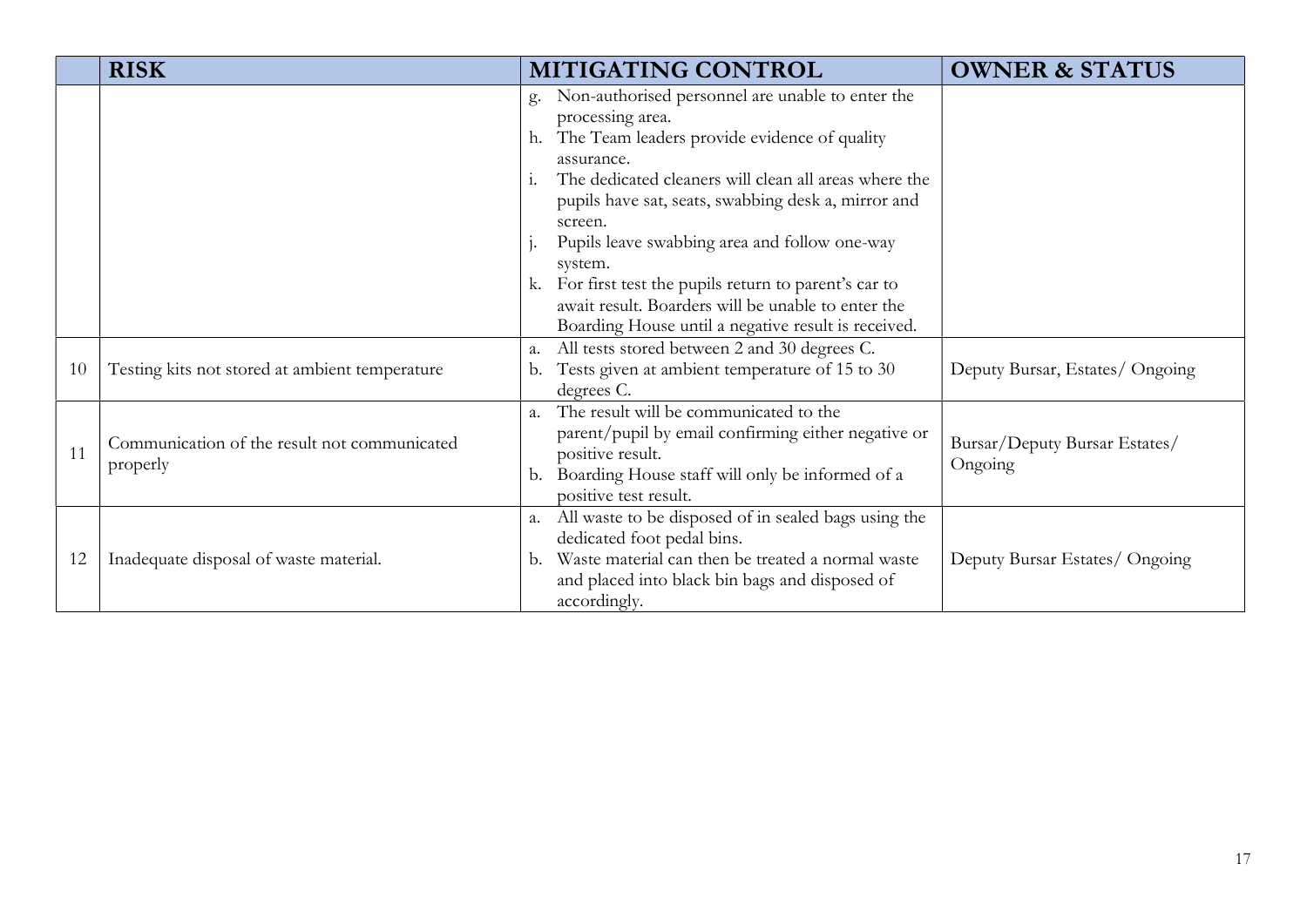| | RISK | MITIGATING CONTROL | OWNER & STATUS |
|---|---|---|---|
| | | g. Non-authorised personnel are unable to enter the processing area.<br>h. The Team leaders provide evidence of quality assurance.<br>i. The dedicated cleaners will clean all areas where the pupils have sat, seats, swabbing desk a, mirror and screen.<br>j. Pupils leave swabbing area and follow one-way system.<br>k. For first test the pupils return to parent's car to await result. Boarders will be unable to enter the Boarding House until a negative result is received. | |
| 10 | Testing kits not stored at ambient temperature | a. All tests stored between 2 and 30 degrees C.<br>b. Tests given at ambient temperature of 15 to 30 degrees C. | Deputy Bursar, Estates/ Ongoing |
| 11 | Communication of the result not communicated properly | a. The result will be communicated to the parent/pupil by email confirming either negative or positive result.<br>b. Boarding House staff will only be informed of a positive test result. | Bursar/Deputy Bursar Estates/ Ongoing |
| 12 | Inadequate disposal of waste material. | a. All waste to be disposed of in sealed bags using the dedicated foot pedal bins.<br>b. Waste material can then be treated a normal waste and placed into black bin bags and disposed of accordingly. | Deputy Bursar Estates/ Ongoing |